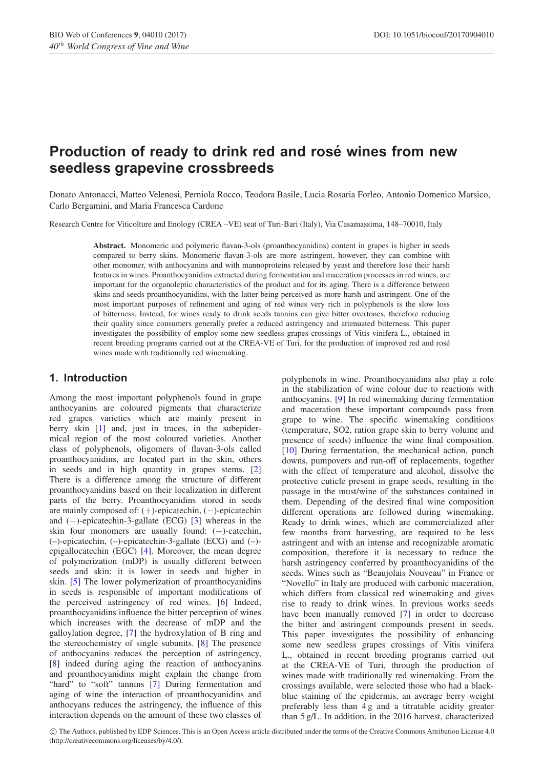# Production of ready to drink red and rosé wines from new seedless grapevine crossbreeds

Donato Antonacci, Matteo Velenosi, Perniola Rocco, Teodora Basile, Lucia Rosaria Forleo, Antonio Domenico Marsico, Carlo Bergamini, and Maria Francesca Cardone

Research Centre for Viticolture and Enology (CREA –VE) seat of Turi-Bari (Italy), Via Casamassima, 148–70010, Italy

**Abstract.** Monomeric and polymeric flavan-3-ols (proanthocyanidins) content in grapes is higher in seeds compared to berry skins. Monomeric flavan-3-ols are more astringent, however, they can combine with other monomer, with anthocyanins and with mannoproteins released by yeast and therefore lose their harsh features in wines. Proanthocyanidins extracted during fermentation and maceration processes in red wines, are important for the organoleptic characteristics of the product and for its aging. There is a difference between skins and seeds proanthocyanidins, with the latter being perceived as more harsh and astringent. One of the most important purposes of refinement and aging of red wines very rich in polyphenols is the slow loss of bitterness. Instead, for wines ready to drink seeds tannins can give bitter overtones, therefore reducing their quality since consumers generally prefer a reduced astringency and attenuated bitterness. This paper investigates the possibility of employ some new seedless grapes crossings of Vitis vinifera L., obtained in recent breeding programs carried out at the CREA-VE of Turi, for the production of improved red and rosé wines made with traditionally red winemaking.

## 1. Introduction

Among the most important polyphenols found in grape anthocyanins are coloured pigments that characterize red grapes varieties which are mainly present in berry skin [1] and, just in traces, in the subepidermical region of the most coloured varieties. Another class of polyphenols, oligomers of flavan-3-ols called proanthocyanidins, are located part in the skin, others in seeds and in high quantity in grapes stems. [2] There is a difference among the structure of different proanthocyanidins based on their localization in different parts of the berry. Proanthocyanidins stored in seeds are mainly composed of: (+)-epicatechin, (−)-epicatechin and (−)-epicatechin-3-gallate (ECG) [3] whereas in the skin four monomers are usually found: (+)-catechin, (–)-epicatechin, (–)-epicatechin-3-gallate (ECG) and (–)-epigallocatechin (EGC) [4]. Moreover, the mean degree of polymerization (mDP) is usually different between seeds and skin: it is lower in seeds and higher in skin. [5] The lower polymerization of proanthocyanidins in seeds is responsible of important modifications of the perceived astringency of red wines. [6] Indeed, proanthocyanidins influence the bitter perception of wines which increases with the decrease of mDP and the galloylation degree, [7] the hydroxylation of B ring and the stereochemistry of single subunits. [8] The presence of anthocyanins reduces the perception of astringency, [8] indeed during aging the reaction of anthocyanins and proanthocyanidins might explain the change from "hard" to "soft" tannins [7] During fermentation and aging of wine the interaction of proanthocyanidins and anthocyans reduces the astringency, the influence of this interaction depends on the amount of these two classes of polyphenols in wine. Proanthocyanidins also play a role in the stabilization of wine colour due to reactions with anthocyanins. [9] In red winemaking during fermentation and maceration these important compounds pass from grape to wine. The specific winemaking conditions (temperature, SO2, ration grape skin to berry volume and presence of seeds) influence the wine final composition. [10] During fermentation, the mechanical action, punch downs, pumpovers and run-off of replacements, together with the effect of temperature and alcohol, dissolve the protective cuticle present in grape seeds, resulting in the passage in the must/wine of the substances contained in them. Depending of the desired final wine composition different operations are followed during winemaking. Ready to drink wines, which are commercialized after few months from harvesting, are required to be less astringent and with an intense and recognizable aromatic composition, therefore it is necessary to reduce the harsh astringency conferred by proanthocyanidins of the seeds. Wines such as "Beaujolais Nouveau" in France or "Novello" in Italy are produced with carbonic maceration, which differs from classical red winemaking and gives rise to ready to drink wines. In previous works seeds have been manually removed [7] in order to decrease the bitter and astringent compounds present in seeds. This paper investigates the possibility of enhancing some new seedless grapes crossings of Vitis vinifera L., obtained in recent breeding programs carried out at the CREA-VE of Turi, through the production of wines made with traditionally red winemaking. From the crossings available, were selected those who had a black-blue staining of the epidermis, an average berry weight preferably less than 4 g and a titratable acidity greater than 5 g/L. In addition, in the 2016 harvest, characterized

© The Authors, published by EDP Sciences. This is an Open Access article distributed under the terms of the Creative Commons Attribution License 4.0 (http://creativecommons.org/licenses/by/4.0/).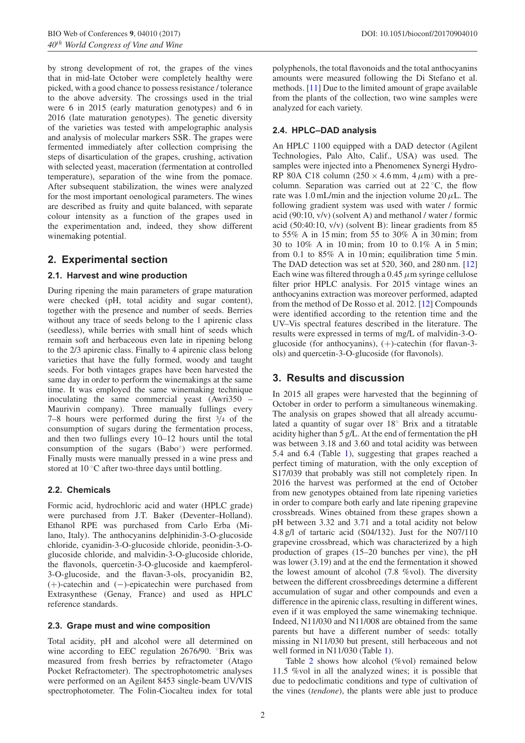by strong development of rot, the grapes of the vines that in mid-late October were completely healthy were picked, with a good chance to possess resistance / tolerance to the above adversity. The crossings used in the trial were 6 in 2015 (early maturation genotypes) and 6 in 2016 (late maturation genotypes). The genetic diversity of the varieties was tested with ampelographic analysis and analysis of molecular markers SSR. The grapes were fermented immediately after collection comprising the steps of disarticulation of the grapes, crushing, activation with selected yeast, maceration (fermentation at controlled temperature), separation of the wine from the pomace. After subsequent stabilization, the wines were analyzed for the most important oenological parameters. The wines are described as fruity and quite balanced, with separate colour intensity as a function of the grapes used in the experimentation and, indeed, they show different winemaking potential.

## 2. Experimental section

### 2.1. Harvest and wine production

During ripening the main parameters of grape maturation were checked (pH, total acidity and sugar content), together with the presence and number of seeds. Berries without any trace of seeds belong to the 1 apirenic class (seedless), while berries with small hint of seeds which remain soft and herbaceous even late in ripening belong to the 2/3 apirenic class. Finally to 4 apirenic class belong varieties that have the fully formed, woody and taught seeds. For both vintages grapes have been harvested the same day in order to perform the winemakings at the same time. It was employed the same winemaking technique inoculating the same commercial yeast (Awri350 – Maurivin company). Three manually fullings every 7–8 hours were performed during the first 3/4 of the consumption of sugars during the fermentation process, and then two fullings every 10–12 hours until the total consumption of the sugars (Babo°) were performed. Finally musts were manually pressed in a wine press and stored at 10 °C after two-three days until bottling.

### 2.2. Chemicals

Formic acid, hydrochloric acid and water (HPLC grade) were purchased from J.T. Baker (Deventer–Holland). Ethanol RPE was purchased from Carlo Erba (Milano, Italy). The anthocyanins delphinidin-3-O-glucoside chloride, cyanidin-3-O-glucoside chloride, peonidin-3-O-glucoside chloride, and malvidin-3-O-glucoside chloride, the flavonols, quercetin-3-O-glucoside and kaempferol-3-O-glucoside, and the flavan-3-ols, procyanidin B2, (+)-catechin and (−)-epicatechin were purchased from Extrasynthese (Genay, France) and used as HPLC reference standards.

### 2.3. Grape must and wine composition

Total acidity, pH and alcohol were all determined on wine according to EEC regulation 2676/90. °Brix was measured from fresh berries by refractometer (Atago Pocket Refractometer). The spectrophotometric analyses were performed on an Agilent 8453 single-beam UV/VIS spectrophotometer. The Folin-Ciocalteu index for total polyphenols, the total flavonoids and the total anthocyanins amounts were measured following the Di Stefano et al. methods. [11] Due to the limited amount of grape available from the plants of the collection, two wine samples were analyzed for each variety.

### 2.4. HPLC–DAD analysis

An HPLC 1100 equipped with a DAD detector (Agilent Technologies, Palo Alto, Calif., USA) was used. The samples were injected into a Phenomenex Synergi Hydro-RP 80A C18 column (250 × 4.6 mm, 4 $\mu$m) with a pre-column. Separation was carried out at 22 °C, the flow rate was 1.0 mL/min and the injection volume 20 $\mu$L. The following gradient system was used with water / formic acid (90:10, v/v) (solvent A) and methanol / water / formic acid (50:40:10, v/v) (solvent B): linear gradients from 85 to 55% A in 15 min; from 55 to 30% A in 30 min; from 30 to 10% A in 10 min; from 10 to 0.1% A in 5 min; from 0.1 to 85% A in 10 min; equilibration time 5 min. The DAD detection was set at 520, 360, and 280 nm. [12] Each wine was filtered through a 0.45 $\mu$m syringe cellulose filter prior HPLC analysis. For 2015 vintage wines an anthocyanins extraction was moreover performed, adapted from the method of De Rosso et al. 2012. [12] Compounds were identified according to the retention time and the UV–Vis spectral features described in the literature. The results were expressed in terms of mg/L of malvidin-3-O-glucoside (for anthocyanins), (+)-catechin (for flavan-3-ols) and quercetin-3-O-glucoside (for flavonols).

## 3. Results and discussion

In 2015 all grapes were harvested that the beginning of October in order to perform a simultaneous winemaking. The analysis on grapes showed that all already accumulated a quantity of sugar over 18° Brix and a titratable acidity higher than 5 g/L. At the end of fermentation the pH was between 3.18 and 3.60 and total acidity was between 5.4 and 6.4 (Table 1), suggesting that grapes reached a perfect timing of maturation, with the only exception of S17/039 that probably was still not completely ripen. In 2016 the harvest was performed at the end of October from new genotypes obtained from late ripening varieties in order to compare both early and late ripening grapevine crossbreads. Wines obtained from these grapes shown a pH between 3.32 and 3.71 and a total acidity not below 4.8 g/l of tartaric acid (S04/132). Just for the N07/110 grapevine crossbread, which was characterized by a high production of grapes (15–20 bunches per vine), the pH was lower (3.19) and at the end the fermentation it showed the lowest amount of alcohol (7.8 %vol). The diversity between the different crossbreedings determine a different accumulation of sugar and other compounds and even a difference in the apirenic class, resulting in different wines, even if it was employed the same winemaking technique. Indeed, N11/030 and N11/008 are obtained from the same parents but have a different number of seeds: totally missing in N11/030 but present, still herbaceous and not well formed in N11/030 (Table 1).

Table 2 shows how alcohol (%vol) remained below 11.5 %vol in all the analyzed wines; it is possible that due to pedoclimatic conditions and type of cultivation of the vines (*tendone*), the plants were able just to produce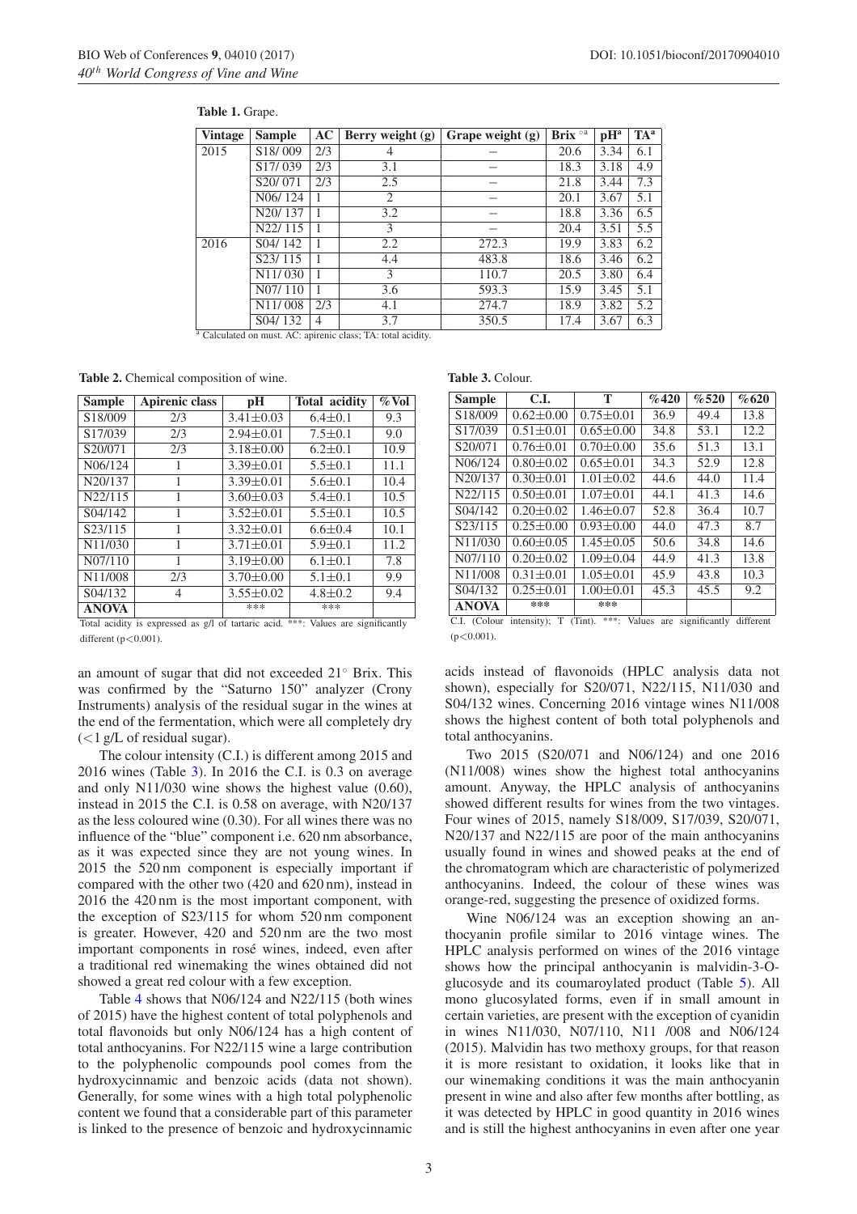**Table 1.** Grape.

| Vintage | Sample | AC | Berry weight (g) | Grape weight (g) | Brix °[a] | pH[a] | TA[a] |
|---|---|---|---|---|---|---|---|
| 2015 | S18/009 | 2/3 | 4 | – | 20.6 | 3.34 | 6.1 |
| | S17/039 | 2/3 | 3.1 | – | 18.3 | 3.18 | 4.9 |
| | S20/071 | 2/3 | 2.5 | – | 21.8 | 3.44 | 7.3 |
| | N06/124 | 1 | 2 | – | 20.1 | 3.67 | 5.1 |
| | N20/137 | 1 | 3.2 | – | 18.8 | 3.36 | 6.5 |
| | N22/115 | 1 | 3 | – | 20.4 | 3.51 | 5.5 |
| 2016 | S04/142 | 1 | 2.2 | 272.3 | 19.9 | 3.83 | 6.2 |
| | S23/115 | 1 | 4.4 | 483.8 | 18.6 | 3.46 | 6.2 |
| | N11/030 | 1 | 3 | 110.7 | 20.5 | 3.80 | 6.4 |
| | N07/110 | 1 | 3.6 | 593.3 | 15.9 | 3.45 | 5.1 |
| | N11/008 | 2/3 | 4.1 | 274.7 | 18.9 | 3.82 | 5.2 |
| | S04/132 | 4 | 3.7 | 350.5 | 17.4 | 3.67 | 6.3 |

[a] Calculated on must. AC: apirenic class; TA: total acidity.

**Table 2.** Chemical composition of wine.

| Sample | Apirenic class | pH | Total acidity | %Vol |
|---|---|---|---|---|
| S18/009 | 2/3 | 3.41±0.03 | 6.4±0.1 | 9.3 |
| S17/039 | 2/3 | 2.94±0.01 | 7.5±0.1 | 9.0 |
| S20/071 | 2/3 | 3.18±0.00 | 6.2±0.1 | 10.9 |
| N06/124 | 1 | 3.39±0.01 | 5.5±0.1 | 11.1 |
| N20/137 | 1 | 3.39±0.01 | 5.6±0.1 | 10.4 |
| N22/115 | 1 | 3.60±0.03 | 5.4±0.1 | 10.5 |
| S04/142 | 1 | 3.52±0.01 | 5.5±0.1 | 10.5 |
| S23/115 | 1 | 3.32±0.01 | 6.6±0.4 | 10.1 |
| N11/030 | 1 | 3.71±0.01 | 5.9±0.1 | 11.2 |
| N07/110 | 1 | 3.19±0.00 | 6.1±0.1 | 7.8 |
| N11/008 | 2/3 | 3.70±0.00 | 5.1±0.1 | 9.9 |
| S04/132 | 4 | 3.55±0.02 | 4.8±0.2 | 9.4 |
| **ANOVA** | | *** | *** | |

Total acidity is expressed as g/l of tartaric acid. ***: Values are significantly different ($p<0.001$).

**Table 3.** Colour.

| Sample | C.I. | T | %420 | %520 | %620 |
|---|---|---|---|---|---|
| S18/009 | 0.62±0.00 | 0.75±0.01 | 36.9 | 49.4 | 13.8 |
| S17/039 | 0.51±0.01 | 0.65±0.00 | 34.8 | 53.1 | 12.2 |
| S20/071 | 0.76±0.01 | 0.70±0.00 | 35.6 | 51.3 | 13.1 |
| N06/124 | 0.80±0.02 | 0.65±0.01 | 34.3 | 52.9 | 12.8 |
| N20/137 | 0.30±0.01 | 1.01±0.02 | 44.6 | 44.0 | 11.4 |
| N22/115 | 0.50±0.01 | 1.07±0.01 | 44.1 | 41.3 | 14.6 |
| S04/142 | 0.20±0.02 | 1.46±0.07 | 52.8 | 36.4 | 10.7 |
| S23/115 | 0.25±0.00 | 0.93±0.00 | 44.0 | 47.3 | 8.7 |
| N11/030 | 0.60±0.05 | 1.45±0.05 | 50.6 | 34.8 | 14.6 |
| N07/110 | 0.20±0.02 | 1.09±0.04 | 44.9 | 41.3 | 13.8 |
| N11/008 | 0.31±0.01 | 1.05±0.01 | 45.9 | 43.8 | 10.3 |
| S04/132 | 0.25±0.01 | 1.00±0.01 | 45.3 | 45.5 | 9.2 |
| **ANOVA** | *** | *** | | | |

C.I. (Colour intensity); T (Tint). ***: Values are significantly different ($p<0.001$).

an amount of sugar that did not exceeded 21° Brix. This was confirmed by the "Saturno 150" analyzer (Crony Instruments) analysis of the residual sugar in the wines at the end of the fermentation, which were all completely dry (<1 g/L of residual sugar).

The colour intensity (C.I.) is different among 2015 and 2016 wines (Table 3). In 2016 the C.I. is 0.3 on average and only N11/030 wine shows the highest value (0.60), instead in 2015 the C.I. is 0.58 on average, with N20/137 as the less coloured wine (0.30). For all wines there was no influence of the "blue" component i.e. 620 nm absorbance, as it was expected since they are not young wines. In 2015 the 520 nm component is especially important if compared with the other two (420 and 620 nm), instead in 2016 the 420 nm is the most important component, with the exception of S23/115 for whom 520 nm component is greater. However, 420 and 520 nm are the two most important components in rosé wines, indeed, even after a traditional red winemaking the wines obtained did not showed a great red colour with a few exception.

Table 4 shows that N06/124 and N22/115 (both wines of 2015) have the highest content of total polyphenols and total flavonoids but only N06/124 has a high content of total anthocyanins. For N22/115 wine a large contribution to the polyphenolic compounds pool comes from the hydroxycinnamic and benzoic acids (data not shown). Generally, for some wines with a high total polyphenolic content we found that a considerable part of this parameter is linked to the presence of benzoic and hydroxycinnamic acids instead of flavonoids (HPLC analysis data not shown), especially for S20/071, N22/115, N11/030 and S04/132 wines. Concerning 2016 vintage wines N11/008 shows the highest content of both total polyphenols and total anthocyanins.

Two 2015 (S20/071 and N06/124) and one 2016 (N11/008) wines show the highest total anthocyanins amount. Anyway, the HPLC analysis of anthocyanins showed different results for wines from the two vintages. Four wines of 2015, namely S18/009, S17/039, S20/071, N20/137 and N22/115 are poor of the main anthocyanins usually found in wines and showed peaks at the end of the chromatogram which are characteristic of polymerized anthocyanins. Indeed, the colour of these wines was orange-red, suggesting the presence of oxidized forms.

Wine N06/124 was an exception showing an anthocyanin profile similar to 2016 vintage wines. The HPLC analysis performed on wines of the 2016 vintage shows how the principal anthocyanin is malvidin-3-O-glucosyde and its coumaroylated product (Table 5). All mono glucosylated forms, even if in small amount in certain varieties, are present with the exception of cyanidin in wines N11/030, N07/110, N11 /008 and N06/124 (2015). Malvidin has two methoxy groups, for that reason it is more resistant to oxidation, it looks like that in our winemaking conditions it was the main anthocyanin present in wine and also after few months after bottling, as it was detected by HPLC in good quantity in 2016 wines and is still the highest anthocyanins in even after one year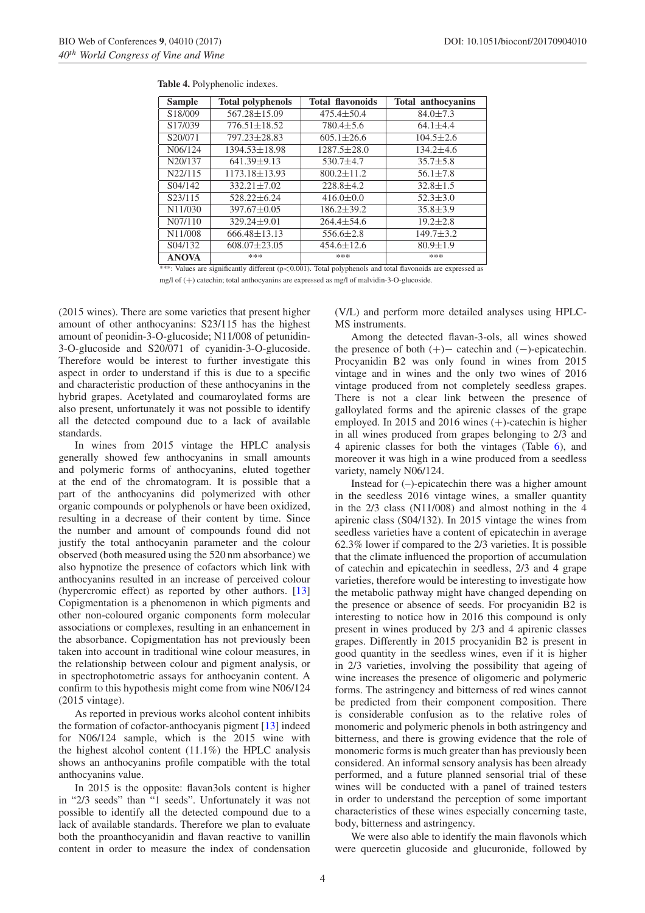**Table 4.** Polyphenolic indexes.

| Sample | Total polyphenols | Total flavonoids | Total anthocyanins |
|---|---|---|---|
| S18/009 | 567.28±15.09 | 475.4±50.4 | 84.0±7.3 |
| S17/039 | 776.51±18.52 | 780.4±5.6 | 64.1±4.4 |
| S20/071 | 797.23±28.83 | 605.1±26.6 | 104.5±2.6 |
| N06/124 | 1394.53±18.98 | 1287.5±28.0 | 134.2±4.6 |
| N20/137 | 641.39±9.13 | 530.7±4.7 | 35.7±5.8 |
| N22/115 | 1173.18±13.93 | 800.2±11.2 | 56.1±7.8 |
| S04/142 | 332.21±7.02 | 228.8±4.2 | 32.8±1.5 |
| S23/115 | 528.22±6.24 | 416.0±0.0 | 52.3±3.0 |
| N11/030 | 397.67±0.05 | 186.2±39.2 | 35.8±3.9 |
| N07/110 | 329.24±9.01 | 264.4±54.6 | 19.2±2.8 |
| N11/008 | 666.48±13.13 | 556.6±2.8 | 149.7±3.2 |
| S04/132 | 608.07±23.05 | 454.6±12.6 | 80.9±1.9 |
| **ANOVA** | *** | *** | *** |

***: Values are significantly different ($p<0.001$). Total polyphenols and total flavonoids are expressed as mg/l of (+) catechin; total anthocyanins are expressed as mg/l of malvidin-3-O-glucoside.

(2015 wines). There are some varieties that present higher amount of other anthocyanins: S23/115 has the highest amount of peonidin-3-O-glucoside; N11/008 of petunidin-3-O-glucoside and S20/071 of cyanidin-3-O-glucoside. Therefore would be interest to further investigate this aspect in order to understand if this is due to a specific and characteristic production of these anthocyanins in the hybrid grapes. Acetylated and coumaroylated forms are also present, unfortunately it was not possible to identify all the detected compound due to a lack of available standards.

In wines from 2015 vintage the HPLC analysis generally showed few anthocyanins in small amounts and polymeric forms of anthocyanins, eluted together at the end of the chromatogram. It is possible that a part of the anthocyanins did polymerized with other organic compounds or polyphenols or have been oxidized, resulting in a decrease of their content by time. Since the number and amount of compounds found did not justify the total anthocyanin parameter and the colour observed (both measured using the 520 nm absorbance) we also hypnotize the presence of cofactors which link with anthocyanins resulted in an increase of perceived colour (hypercromic effect) as reported by other authors. [13] Copigmentation is a phenomenon in which pigments and other non-coloured organic components form molecular associations or complexes, resulting in an enhancement in the absorbance. Copigmentation has not previously been taken into account in traditional wine colour measures, in the relationship between colour and pigment analysis, or in spectrophotometric assays for anthocyanin content. A confirm to this hypothesis might come from wine N06/124 (2015 vintage).

As reported in previous works alcohol content inhibits the formation of cofactor-anthocyanis pigment [13] indeed for N06/124 sample, which is the 2015 wine with the highest alcohol content (11.1%) the HPLC analysis shows an anthocyanins profile compatible with the total anthocyanins value.

In 2015 is the opposite: flavan3ols content is higher in "2/3 seeds" than "1 seeds". Unfortunately it was not possible to identify all the detected compound due to a lack of available standards. Therefore we plan to evaluate both the proanthocyanidin and flavan reactive to vanillin content in order to measure the index of condensation (V/L) and perform more detailed analyses using HPLC-MS instruments.

Among the detected flavan-3-ols, all wines showed the presence of both (+)− catechin and (−)-epicatechin. Procyanidin B2 was only found in wines from 2015 vintage and in wines and the only two wines of 2016 vintage produced from not completely seedless grapes. There is not a clear link between the presence of galloylated forms and the apirenic classes of the grape employed. In 2015 and 2016 wines (+)-catechin is higher in all wines produced from grapes belonging to 2/3 and 4 apirenic classes for both the vintages (Table 6), and moreover it was high in a wine produced from a seedless variety, namely N06/124.

Instead for (–)-epicatechin there was a higher amount in the seedless 2016 vintage wines, a smaller quantity in the 2/3 class (N11/008) and almost nothing in the 4 apirenic class (S04/132). In 2015 vintage the wines from seedless varieties have a content of epicatechin in average 62.3% lower if compared to the 2/3 varieties. It is possible that the climate influenced the proportion of accumulation of catechin and epicatechin in seedless, 2/3 and 4 grape varieties, therefore would be interesting to investigate how the metabolic pathway might have changed depending on the presence or absence of seeds. For procyanidin B2 is interesting to notice how in 2016 this compound is only present in wines produced by 2/3 and 4 apirenic classes grapes. Differently in 2015 procyanidin B2 is present in good quantity in the seedless wines, even if it is higher in 2/3 varieties, involving the possibility that ageing of wine increases the presence of oligomeric and polymeric forms. The astringency and bitterness of red wines cannot be predicted from their component composition. There is considerable confusion as to the relative roles of monomeric and polymeric phenols in both astringency and bitterness, and there is growing evidence that the role of monomeric forms is much greater than has previously been considered. An informal sensory analysis has been already performed, and a future planned sensorial trial of these wines will be conducted with a panel of trained testers in order to understand the perception of some important characteristics of these wines especially concerning taste, body, bitterness and astringency.

We were also able to identify the main flavonols which were quercetin glucoside and glucuronide, followed by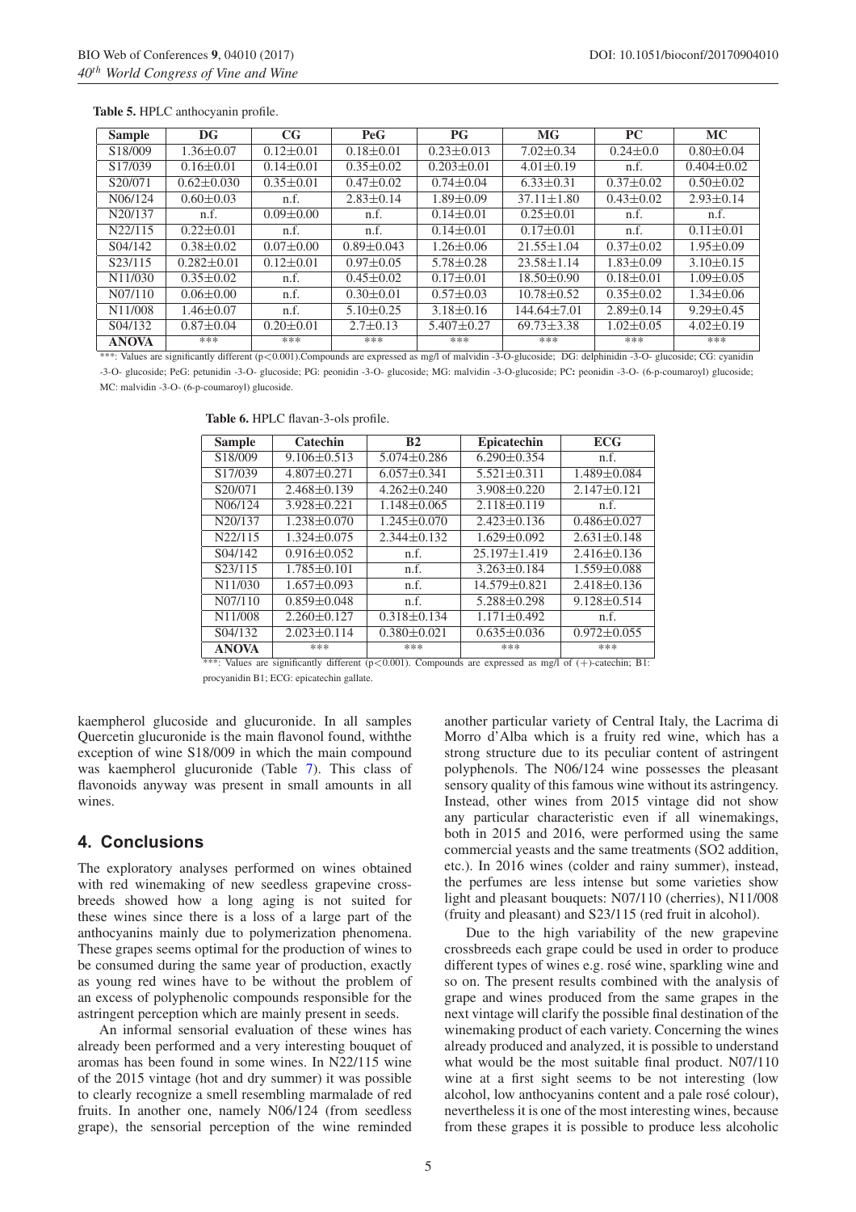**Table 5.** HPLC anthocyanin profile.

| Sample | DG | CG | PeG | PG | MG | PC | MC |
|---|---|---|---|---|---|---|---|
| S18/009 | 1.36±0.07 | 0.12±0.01 | 0.18±0.01 | 0.23±0.013 | 7.02±0.34 | 0.24±0.0 | 0.80±0.04 |
| S17/039 | 0.16±0.01 | 0.14±0.01 | 0.35±0.02 | 0.203±0.01 | 4.01±0.19 | n.f. | 0.404±0.02 |
| S20/071 | 0.62±0.030 | 0.35±0.01 | 0.47±0.02 | 0.74±0.04 | 6.33±0.31 | 0.37±0.02 | 0.50±0.02 |
| N06/124 | 0.60±0.03 | n.f. | 2.83±0.14 | 1.89±0.09 | 37.11±1.80 | 0.43±0.02 | 2.93±0.14 |
| N20/137 | n.f. | 0.09±0.00 | n.f. | 0.14±0.01 | 0.25±0.01 | n.f. | n.f. |
| N22/115 | 0.22±0.01 | n.f. | n.f. | 0.14±0.01 | 0.17±0.01 | n.f. | 0.11±0.01 |
| S04/142 | 0.38±0.02 | 0.07±0.00 | 0.89±0.043 | 1.26±0.06 | 21.55±1.04 | 0.37±0.02 | 1.95±0.09 |
| S23/115 | 0.282±0.01 | 0.12±0.01 | 0.97±0.05 | 5.78±0.28 | 23.58±1.14 | 1.83±0.09 | 3.10±0.15 |
| N11/030 | 0.35±0.02 | n.f. | 0.45±0.02 | 0.17±0.01 | 18.50±0.90 | 0.18±0.01 | 1.09±0.05 |
| N07/110 | 0.06±0.00 | n.f. | 0.30±0.01 | 0.57±0.03 | 10.78±0.52 | 0.35±0.02 | 1.34±0.06 |
| N11/008 | 1.46±0.07 | n.f. | 5.10±0.25 | 3.18±0.16 | 144.64±7.01 | 2.89±0.14 | 9.29±0.45 |
| S04/132 | 0.87±0.04 | 0.20±0.01 | 2.7±0.13 | 5.407±0.27 | 69.73±3.38 | 1.02±0.05 | 4.02±0.19 |
| **ANOVA** | *** | *** | *** | *** | *** | *** | *** |

***: Values are significantly different ($p<0.001$).Compounds are expressed as mg/l of malvidin -3-O-glucoside; DG: delphinidin -3-O- glucoside; CG: cyanidin -3-O- glucoside; PeG: petunidin -3-O- glucoside; PG: peonidin -3-O- glucoside; MG: malvidin -3-O-glucoside; PC**:** peonidin -3-O- (6-p-coumaroyl) glucoside; MC: malvidin -3-O- (6-p-coumaroyl) glucoside.

**Table 6.** HPLC flavan-3-ols profile.

| Sample | Catechin | B2 | Epicatechin | ECG |
|---|---|---|---|---|
| S18/009 | 9.106±0.513 | 5.074±0.286 | 6.290±0.354 | n.f. |
| S17/039 | 4.807±0.271 | 6.057±0.341 | 5.521±0.311 | 1.489±0.084 |
| S20/071 | 2.468±0.139 | 4.262±0.240 | 3.908±0.220 | 2.147±0.121 |
| N06/124 | 3.928±0.221 | 1.148±0.065 | 2.118±0.119 | n.f. |
| N20/137 | 1.238±0.070 | 1.245±0.070 | 2.423±0.136 | 0.486±0.027 |
| N22/115 | 1.324±0.075 | 2.344±0.132 | 1.629±0.092 | 2.631±0.148 |
| S04/142 | 0.916±0.052 | n.f. | 25.197±1.419 | 2.416±0.136 |
| S23/115 | 1.785±0.101 | n.f. | 3.263±0.184 | 1.559±0.088 |
| N11/030 | 1.657±0.093 | n.f. | 14.579±0.821 | 2.418±0.136 |
| N07/110 | 0.859±0.048 | n.f. | 5.288±0.298 | 9.128±0.514 |
| N11/008 | 2.260±0.127 | 0.318±0.134 | 1.171±0.492 | n.f. |
| S04/132 | 2.023±0.114 | 0.380±0.021 | 0.635±0.036 | 0.972±0.055 |
| **ANOVA** | *** | *** | *** | *** |

***: Values are significantly different ($p<0.001$). Compounds are expressed as mg/l of (+)-catechin; B1: procyanidin B1; ECG: epicatechin gallate.

kaempherol glucoside and glucuronide. In all samples Quercetin glucuronide is the main flavonol found, withthe exception of wine S18/009 in which the main compound was kaempherol glucuronide (Table 7). This class of flavonoids anyway was present in small amounts in all wines.

## 4. Conclusions

The exploratory analyses performed on wines obtained with red winemaking of new seedless grapevine crossbreeds showed how a long aging is not suited for these wines since there is a loss of a large part of the anthocyanins mainly due to polymerization phenomena. These grapes seems optimal for the production of wines to be consumed during the same year of production, exactly as young red wines have to be without the problem of an excess of polyphenolic compounds responsible for the astringent perception which are mainly present in seeds.

An informal sensorial evaluation of these wines has already been performed and a very interesting bouquet of aromas has been found in some wines. In N22/115 wine of the 2015 vintage (hot and dry summer) it was possible to clearly recognize a smell resembling marmalade of red fruits. In another one, namely N06/124 (from seedless grape), the sensorial perception of the wine reminded another particular variety of Central Italy, the Lacrima di Morro d'Alba which is a fruity red wine, which has a strong structure due to its peculiar content of astringent polyphenols. The N06/124 wine possesses the pleasant sensory quality of this famous wine without its astringency. Instead, other wines from 2015 vintage did not show any particular characteristic even if all winemakings, both in 2015 and 2016, were performed using the same commercial yeasts and the same treatments (SO2 addition, etc.). In 2016 wines (colder and rainy summer), instead, the perfumes are less intense but some varieties show light and pleasant bouquets: N07/110 (cherries), N11/008 (fruity and pleasant) and S23/115 (red fruit in alcohol).

Due to the high variability of the new grapevine crossbreeds each grape could be used in order to produce different types of wines e.g. rosé wine, sparkling wine and so on. The present results combined with the analysis of grape and wines produced from the same grapes in the next vintage will clarify the possible final destination of the winemaking product of each variety. Concerning the wines already produced and analyzed, it is possible to understand what would be the most suitable final product. N07/110 wine at a first sight seems to be not interesting (low alcohol, low anthocyanins content and a pale rosé colour), nevertheless it is one of the most interesting wines, because from these grapes it is possible to produce less alcoholic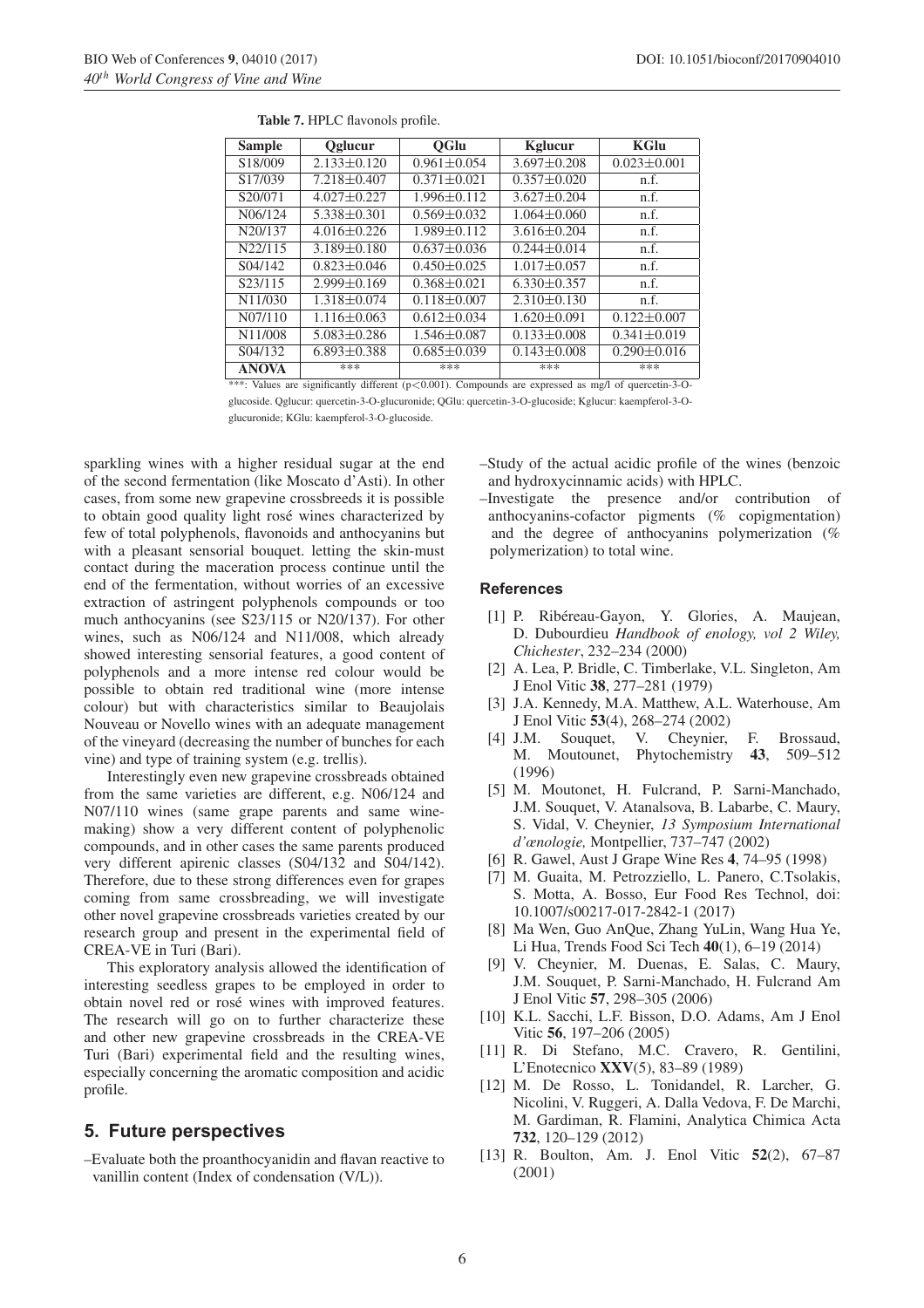**Table 7.** HPLC flavonols profile.

| Sample | Qglucur | QGlu | Kglucur | KGlu |
|---|---|---|---|---|
| S18/009 | 2.133±0.120 | 0.961±0.054 | 3.697±0.208 | 0.023±0.001 |
| S17/039 | 7.218±0.407 | 0.371±0.021 | 0.357±0.020 | n.f. |
| S20/071 | 4.027±0.227 | 1.996±0.112 | 3.627±0.204 | n.f. |
| N06/124 | 5.338±0.301 | 0.569±0.032 | 1.064±0.060 | n.f. |
| N20/137 | 4.016±0.226 | 1.989±0.112 | 3.616±0.204 | n.f. |
| N22/115 | 3.189±0.180 | 0.637±0.036 | 0.244±0.014 | n.f. |
| S04/142 | 0.823±0.046 | 0.450±0.025 | 1.017±0.057 | n.f. |
| S23/115 | 2.999±0.169 | 0.368±0.021 | 6.330±0.357 | n.f. |
| N11/030 | 1.318±0.074 | 0.118±0.007 | 2.310±0.130 | n.f. |
| N07/110 | 1.116±0.063 | 0.612±0.034 | 1.620±0.091 | 0.122±0.007 |
| N11/008 | 5.083±0.286 | 1.546±0.087 | 0.133±0.008 | 0.341±0.019 |
| S04/132 | 6.893±0.388 | 0.685±0.039 | 0.143±0.008 | 0.290±0.016 |
| **ANOVA** | *** | *** | *** | *** |

***: Values are significantly different ($p<0.001$). Compounds are expressed as mg/l of quercetin-3-O-glucoside. Qglucur: quercetin-3-O-glucuronide; QGlu: quercetin-3-O-glucoside; Kglucur: kaempferol-3-O-glucuronide; KGlu: kaempferol-3-O-glucoside.

sparkling wines with a higher residual sugar at the end of the second fermentation (like Moscato d'Asti). In other cases, from some new grapevine crossbreeds it is possible to obtain good quality light rosé wines characterized by few of total polyphenols, flavonoids and anthocyanins but with a pleasant sensorial bouquet. letting the skin-must contact during the maceration process continue until the end of the fermentation, without worries of an excessive extraction of astringent polyphenols compounds or too much anthocyanins (see S23/115 or N20/137). For other wines, such as N06/124 and N11/008, which already showed interesting sensorial features, a good content of polyphenols and a more intense red colour would be possible to obtain red traditional wine (more intense colour) but with characteristics similar to Beaujolais Nouveau or Novello wines with an adequate management of the vineyard (decreasing the number of bunches for each vine) and type of training system (e.g. trellis).

Interestingly even new grapevine crossbreads obtained from the same varieties are different, e.g. N06/124 and N07/110 wines (same grape parents and same wine-making) show a very different content of polyphenolic compounds, and in other cases the same parents produced very different apirenic classes (S04/132 and S04/142). Therefore, due to these strong differences even for grapes coming from same crossbreading, we will investigate other novel grapevine crossbreads varieties created by our research group and present in the experimental field of CREA-VE in Turi (Bari).

This exploratory analysis allowed the identification of interesting seedless grapes to be employed in order to obtain novel red or rosé wines with improved features. The research will go on to further characterize these and other new grapevine crossbreads in the CREA-VE Turi (Bari) experimental field and the resulting wines, especially concerning the aromatic composition and acidic profile.

## 5. Future perspectives

–Evaluate both the proanthocyanidin and flavan reactive to vanillin content (Index of condensation (V/L)).

–Study of the actual acidic profile of the wines (benzoic and hydroxycinnamic acids) with HPLC.

–Investigate the presence and/or contribution of anthocyanins-cofactor pigments (% copigmentation) and the degree of anthocyanins polymerization (% polymerization) to total wine.

### References

[1] P. Ribéreau-Gayon, Y. Glories, A. Maujean, D. Dubourdieu *Handbook of enology, vol 2 Wiley, Chichester*, 232–234 (2000)

[2] A. Lea, P. Bridle, C. Timberlake, V.L. Singleton, Am J Enol Vitic **38**, 277–281 (1979)

[3] J.A. Kennedy, M.A. Matthew, A.L. Waterhouse, Am J Enol Vitic **53**(4), 268–274 (2002)

[4] J.M. Souquet, V. Cheynier, F. Brossaud, M. Moutounet, Phytochemistry **43**, 509–512 (1996)

[5] M. Moutonet, H. Fulcrand, P. Sarni-Manchado, J.M. Souquet, V. Atanalsova, B. Labarbe, C. Maury, S. Vidal, V. Cheynier, *13 Symposium International d'œnologie,* Montpellier, 737–747 (2002)

[6] R. Gawel, Aust J Grape Wine Res **4**, 74–95 (1998)

[7] M. Guaita, M. Petrozziello, L. Panero, C.Tsolakis, S. Motta, A. Bosso, Eur Food Res Technol, doi: 10.1007/s00217-017-2842-1 (2017)

[8] Ma Wen, Guo AnQue, Zhang YuLin, Wang Hua Ye, Li Hua, Trends Food Sci Tech **40**(1), 6–19 (2014)

[9] V. Cheynier, M. Duenas, E. Salas, C. Maury, J.M. Souquet, P. Sarni-Manchado, H. Fulcrand Am J Enol Vitic **57**, 298–305 (2006)

[10] K.L. Sacchi, L.F. Bisson, D.O. Adams, Am J Enol Vitic **56**, 197–206 (2005)

[11] R. Di Stefano, M.C. Cravero, R. Gentilini, L'Enotecnico **XXV**(5), 83–89 (1989)

[12] M. De Rosso, L. Tonidandel, R. Larcher, G. Nicolini, V. Ruggeri, A. Dalla Vedova, F. De Marchi, M. Gardiman, R. Flamini, Analytica Chimica Acta **732**, 120–129 (2012)

[13] R. Boulton, Am. J. Enol Vitic **52**(2), 67–87 (2001)